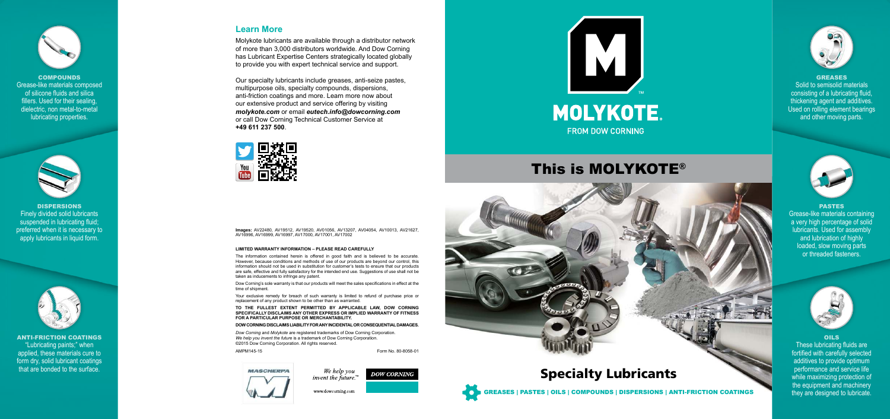**COMPOUNDS**
Grease-like materials composed of silicone fluids and silica fillers. Used for their sealing, dielectric, non metal-to-metal lubricating properties.

**DISPERSIONS**
Finely divided solid lubricants suspended in lubricating fluid; preferred when it is necessary to apply lubricants in liquid form.

**ANTI-FRICTION COATINGS**
"Lubricating paints;" when applied, these materials cure to form dry, solid lubricant coatings that are bonded to the surface.

## Learn More

Molykote lubricants are available through a distributor network of more than 3,000 distributors worldwide. And Dow Corning has Lubricant Expertise Centers strategically located globally to provide you with expert technical service and support.

Our specialty lubricants include greases, anti-seize pastes, multipurpose oils, specialty compounds, dispersions, anti-friction coatings and more. Learn more now about our extensive product and service offering by visiting ***molykote.com*** or email ***eutech.info@dowcorning.com*** or call Dow Corning Technical Customer Service at **+49 611 237 500**.

**Images:** AV22480, AV19512, AV19520, AV01056, AV13207, AV04054, AV10013, AV21627, AV16996, AV16999, AV16997, AV17000, AV17001, AV17002

**LIMITED WARRANTY INFORMATION – PLEASE READ CAREFULLY**

The information contained herein is offered in good faith and is believed to be accurate. However, because conditions and methods of use of our products are beyond our control, this information should not be used in substitution for customer's tests to ensure that our products are safe, effective and fully satisfactory for the intended end use. Suggestions of use shall not be taken as inducements to infringe any patent.

Dow Corning's sole warranty is that our products will meet the sales specifications in effect at the time of shipment.

Your exclusive remedy for breach of such warranty is limited to refund of purchase price or replacement of any product shown to be other than as warranted.

**TO THE FULLEST EXTENT PERMITTED BY APPLICABLE LAW, DOW CORNING SPECIFICALLY DISCLAIMS ANY OTHER EXPRESS OR IMPLIED WARRANTY OF FITNESS FOR A PARTICULAR PURPOSE OR MERCHANTABILITY.**

**DOW CORNING DISCLAIMS LIABILITY FOR ANY INCIDENTAL OR CONSEQUENTIAL DAMAGES.**

*Dow Corning* and *Molykote* are registered trademarks of Dow Corning Corporation.
*We help you invent the future* is a trademark of Dow Corning Corporation.
©2015 Dow Corning Corporation. All rights reserved.

AMPM145-15 Form No. 80-8058-01

MASCHERPA

*We help you invent the future.*™

DOW CORNING

www.dowcorning.com

MOLYKOTE.
FROM DOW CORNING

# This is MOLYKOTE®

## Specialty Lubricants

GREASES | PASTES | OILS | COMPOUNDS | DISPERSIONS | ANTI-FRICTION COATINGS

**GREASES**
Solid to semisolid materials consisting of a lubricating fluid, thickening agent and additives. Used on rolling element bearings and other moving parts.

**PASTES**
Grease-like materials containing a very high percentage of solid lubricants. Used for assembly and lubrication of highly loaded, slow moving parts or threaded fasteners.

**OILS**
These lubricating fluids are fortified with carefully selected additives to provide optimum performance and service life while maximizing protection of the equipment and machinery they are designed to lubricate.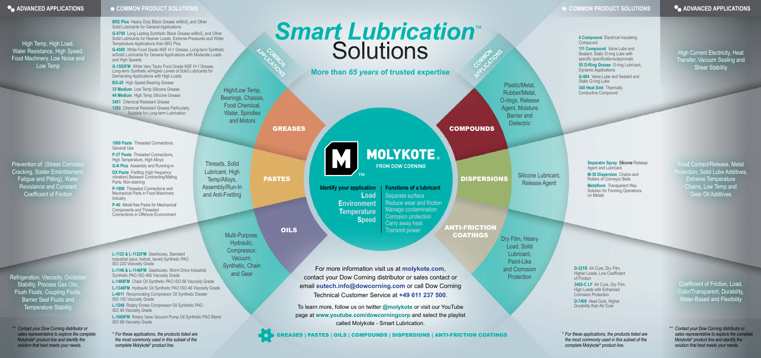# *Smart Lubrication*™ Solutions

**More than *65 years* of trusted expertise**

MOLYKOTE® FROM DOW CORNING

**Identify your application**
- **L**oad
- **E**nvironment
- **T**emperature
- **S**peed

**Functions of a lubricant**
- Separate surface
- Reduce wear and friction
- Manage contamination
- Corrosion protection
- Carry away heat
- Transmit power

## GREASES

**ADVANCED APPLICATIONS**

High Temp, High Load, Water Resistance, High Speed, Food Machinery, Low Noise and Low Temp

**COMMON APPLICATIONS**

High/Low Temp, Bearings, Chassis, Food Chemical, Water, Spindles and Motors

**COMMON PRODUCT SOLUTIONS**

- **BR2 Plus** Heavy Duty Black Grease w/$MoS_2$ and Other Solid Lubricants for General Applications
- **G-4700** Long Lasting Synthetic Black Grease w/$MoS_2$ and Other Solid Lubricants for Heavier Loads, Extreme Pressures and Wider Temperature Applications than BR2 Plus
- **G-4500** White Food Grade NSF H-1 Grease, Long-term Synthetic w/Solid Lubricants for General Applications with Moderate Loads and High Speeds
- **G-1502FM** White Very Tacky Food Grade NSF H-1 Grease, Long-term Synthetic w/Higher Levels of Solid Lubricants for Demanding Applications with High Loads
- **BG-20** High Speed Bearing Grease
- **33 Medium** Low Temp Silicone Grease
- **44 Medium** High Temp Silicone Grease
- **3451** Chemical Resistant Grease
- **1292** Chemical Resistant Grease Particularly Suitable for Long-term Lubrication

## PASTES

**ADVANCED APPLICATIONS**

Prevention of: (Stress Corrosion Cracking, Solder Embrittlement, Fatigue and Pitting), Water Resistance and Constant Coefficient of Friction

**COMMON APPLICATIONS**

Threads, Solid Lubricant, High Temp/Alloys, Assembly/Run-In and Anti-Fretting

**COMMON PRODUCT SOLUTIONS**

- **1000 Paste** Threaded Connections, General Use
- **P-37 Paste** Threaded Connections, High Temperature, High Alloys
- **G-N Plus** Assembly and Running-in
- **DX Paste** Fretting (high frequency vibration) Between Contracting/Mating Parts, Non-staining
- **P-1900** Threaded Connections and Mechanical Parts in Food Machinery Industry
- **P-40** Metal-free Paste for Mechanical Components and Threaded Connections in Offshore Environment

## OILS

**ADVANCED APPLICATIONS**

Refrigeration, Viscosity, Oxidation Stability, Process Gas Oils, Flush Fluids, Coupling Fluids, Barrier Seal Fluids and Temperature Stability

**COMMON APPLICATIONS**

Multi-Purpose, Hydraulic, Compressor, Vacuum, Synthetic, Chain and Gear

**COMMON PRODUCT SOLUTIONS**

- **L-1122 & L-1122FM** Gearboxes, Standard Industrial (spur, helical, bevel) Synthetic PAO ISO 220 Viscosity Grade
- **L-1146 & L-1146FM** Gearboxes, Worm Drive Industrial Synthetic PAO ISO 460 Viscosity Grade
- **L-1468FM** Chain Oil Synthetic PAO ISO 68 Viscosity Grade
- **L-1346FM** Hydraulic Oil Synthetic PAO ISO 46 Viscosity Grade
- **L-4611** Reciprocating Compressor Oil Synthetic Diester ISO 100 Viscosity Grade
- **L-1246** Rotary Screw Compressor Oil Synthetic PAO ISO 46 Viscosity Grade
- **L-1668FM** Rotary Vane Vacuum Pump Oil Synthetic PAO Blend ISO 68 Viscosity Grade

## COMPOUNDS

**ADVANCED APPLICATIONS**

High Current Electricity, Heat Transfer, Vacuum Sealing and Shear Stability

**COMMON APPLICATIONS**

Plastic/Metal, Rubber/Metal, O-rings, Release Agent, Moisture Barrier and Dielectric

**COMMON PRODUCT SOLUTIONS**

- **4 Compound** Electrical Insulating Compound
- **111 Compound** Valve Lube and Sealant, Static O-ring Lube with specific specifications/approvals
- **55 O-Ring Grease** O-ring Lubricant, Dynamic Applications
- **G-804** Valve Lube and Sealant and Static O-ring Lube
- **340 Heat Sink** Thermally Conductive Compound

## DISPERSIONS

**ADVANCED APPLICATIONS**

Food Contact/Release, Metal Protection, Solid Lube Additives, Extreme Temperature Chains, Low Temp and Gear Oil Additives

**COMMON APPLICATIONS**

Silicone Lubricant, Release Agent

**COMMON PRODUCT SOLUTIONS**

- **Separator Spray** Silicone Release Agent and Lubricant
- **M-30 Dispersion** Chains and Rollers of Conveyor Belts
- **Metalform** Transparent Wax Solution for Forming Operations on Metals

## ANTI-FRICTION COATINGS

**ADVANCED APPLICATIONS**

Coefficient of Friction, Load, Color/Transparent, Durability, Water-Based and Flexibility

**COMMON APPLICATIONS**

Dry Film, Heavy Load, Solid Lubricant, Paint-Like and Corrosion Protection

**COMMON PRODUCT SOLUTIONS**

- **D-321R** Air Cure, Dry Film, Higher Loads, Low Coefficient of Friction
- **3402-C LF** Air Cure, Dry Film, High Loads with Enhanced Corrosion Protection
- **D-7409** Heat Cure, Higher Durability than Air Cure

---

For more information visit us at **molykote.com**, contact your Dow Corning distributor or sales contact or email **eutech.info@dowcorning.com** or call Dow Corning Technical Customer Service at **+49 611 237 500**.

To learn more, follow us on twitter **@molykote** or visit our YouTube page at **www.youtube.com/dowcorningcorp** and select the playlist called Molykote - Smart Lubrication.

GREASES | PASTES | OILS | COMPOUNDS | DISPERSIONS | ANTI-FRICTION COATINGS

*\* For these applications, the products listed are the most commonly used in this subset of the complete* Molykote® *product line.*

*\*\* Contact your Dow Corning distributor or sales representative to explore the complete* Molykote® *product line and identify the solution that best meets your needs.*